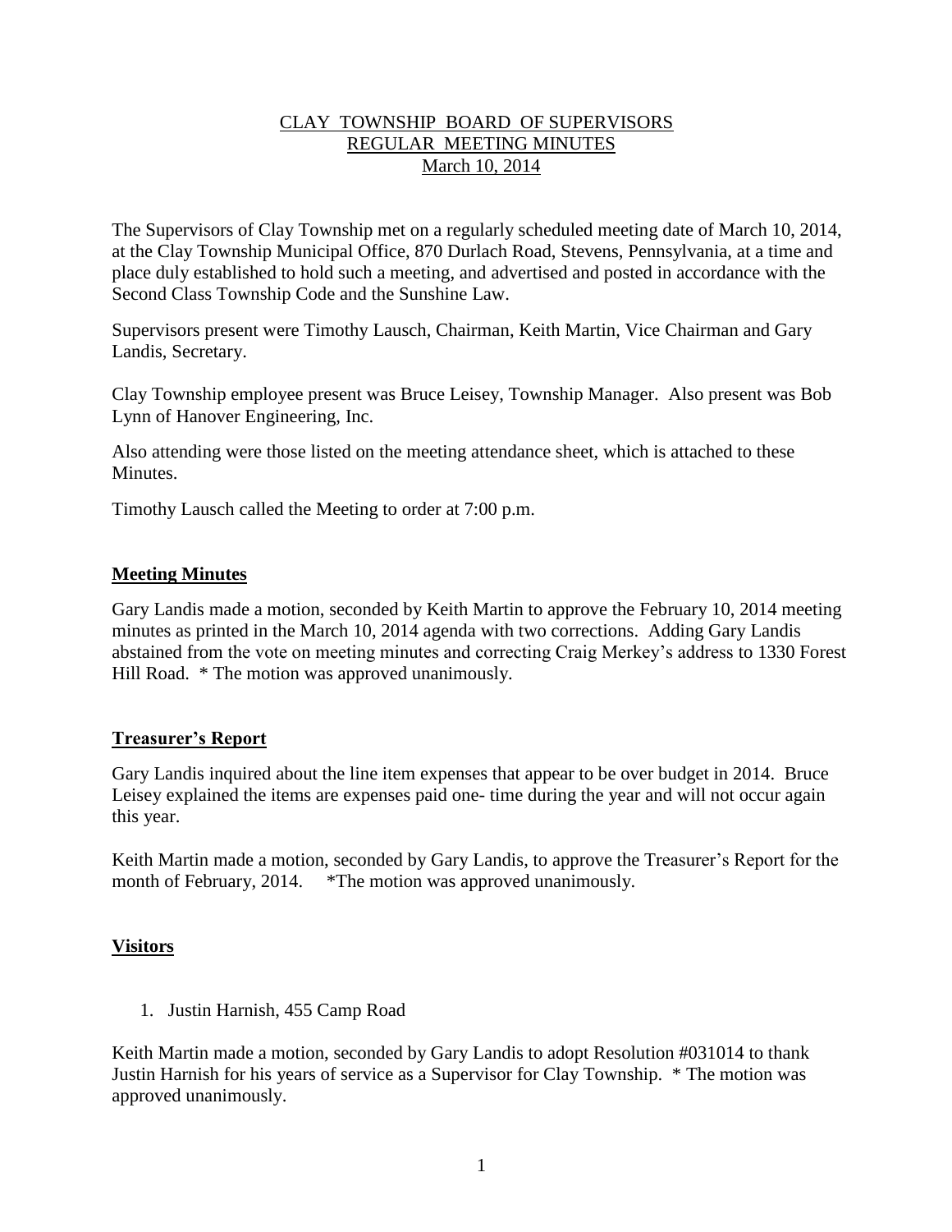# CLAY TOWNSHIP BOARD OF SUPERVISORS
## REGULAR MEETING MINUTES
### March 10, 2014

The Supervisors of Clay Township met on a regularly scheduled meeting date of March 10, 2014, at the Clay Township Municipal Office, 870 Durlach Road, Stevens, Pennsylvania, at a time and place duly established to hold such a meeting, and advertised and posted in accordance with the Second Class Township Code and the Sunshine Law.

Supervisors present were Timothy Lausch, Chairman, Keith Martin, Vice Chairman and Gary Landis, Secretary.

Clay Township employee present was Bruce Leisey, Township Manager. Also present was Bob Lynn of Hanover Engineering, Inc.

Also attending were those listed on the meeting attendance sheet, which is attached to these Minutes.

Timothy Lausch called the Meeting to order at 7:00 p.m.

## **Meeting Minutes**

Gary Landis made a motion, seconded by Keith Martin to approve the February 10, 2014 meeting minutes as printed in the March 10, 2014 agenda with two corrections. Adding Gary Landis abstained from the vote on meeting minutes and correcting Craig Merkey's address to 1330 Forest Hill Road. * The motion was approved unanimously.

## **Treasurer's Report**

Gary Landis inquired about the line item expenses that appear to be over budget in 2014. Bruce Leisey explained the items are expenses paid one- time during the year and will not occur again this year.

Keith Martin made a motion, seconded by Gary Landis, to approve the Treasurer's Report for the month of February, 2014. *The motion was approved unanimously.

## **Visitors**

1. Justin Harnish, 455 Camp Road

Keith Martin made a motion, seconded by Gary Landis to adopt Resolution #031014 to thank Justin Harnish for his years of service as a Supervisor for Clay Township. * The motion was approved unanimously.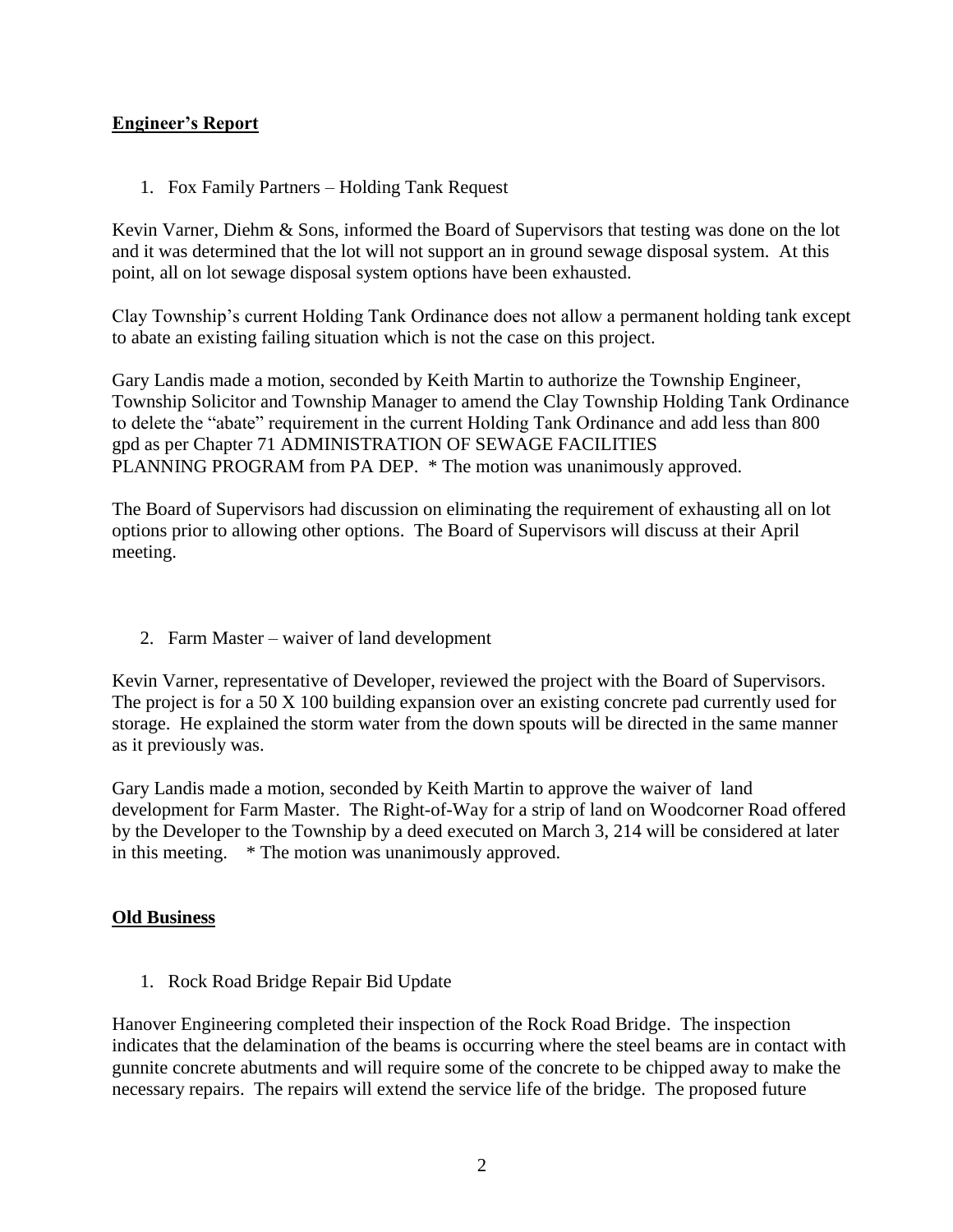## **Engineer's Report**

1. Fox Family Partners – Holding Tank Request

Kevin Varner, Diehm & Sons, informed the Board of Supervisors that testing was done on the lot and it was determined that the lot will not support an in ground sewage disposal system. At this point, all on lot sewage disposal system options have been exhausted.

Clay Township's current Holding Tank Ordinance does not allow a permanent holding tank except to abate an existing failing situation which is not the case on this project.

Gary Landis made a motion, seconded by Keith Martin to authorize the Township Engineer, Township Solicitor and Township Manager to amend the Clay Township Holding Tank Ordinance to delete the "abate" requirement in the current Holding Tank Ordinance and add less than 800 gpd as per Chapter 71 ADMINISTRATION OF SEWAGE FACILITIES PLANNING PROGRAM from PA DEP. * The motion was unanimously approved.

The Board of Supervisors had discussion on eliminating the requirement of exhausting all on lot options prior to allowing other options. The Board of Supervisors will discuss at their April meeting.

2. Farm Master – waiver of land development

Kevin Varner, representative of Developer, reviewed the project with the Board of Supervisors. The project is for a 50 X 100 building expansion over an existing concrete pad currently used for storage. He explained the storm water from the down spouts will be directed in the same manner as it previously was.

Gary Landis made a motion, seconded by Keith Martin to approve the waiver of land development for Farm Master. The Right-of-Way for a strip of land on Woodcorner Road offered by the Developer to the Township by a deed executed on March 3, 214 will be considered at later in this meeting. * The motion was unanimously approved.

## **Old Business**

1. Rock Road Bridge Repair Bid Update

Hanover Engineering completed their inspection of the Rock Road Bridge. The inspection indicates that the delamination of the beams is occurring where the steel beams are in contact with gunnite concrete abutments and will require some of the concrete to be chipped away to make the necessary repairs. The repairs will extend the service life of the bridge. The proposed future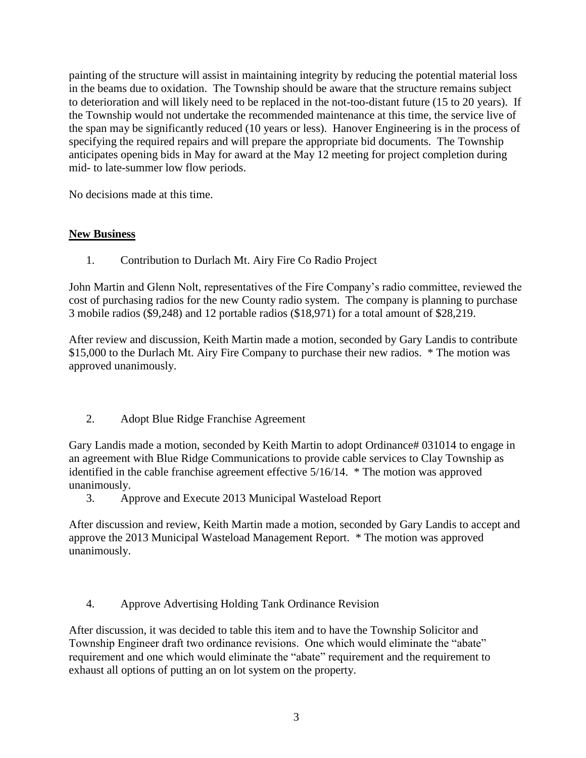painting of the structure will assist in maintaining integrity by reducing the potential material loss in the beams due to oxidation. The Township should be aware that the structure remains subject to deterioration and will likely need to be replaced in the not-too-distant future (15 to 20 years). If the Township would not undertake the recommended maintenance at this time, the service live of the span may be significantly reduced (10 years or less). Hanover Engineering is in the process of specifying the required repairs and will prepare the appropriate bid documents. The Township anticipates opening bids in May for award at the May 12 meeting for project completion during mid- to late-summer low flow periods.

No decisions made at this time.

## **New Business**

1. Contribution to Durlach Mt. Airy Fire Co Radio Project

John Martin and Glenn Nolt, representatives of the Fire Company's radio committee, reviewed the cost of purchasing radios for the new County radio system. The company is planning to purchase 3 mobile radios ($9,248) and 12 portable radios ($18,971) for a total amount of $28,219.

After review and discussion, Keith Martin made a motion, seconded by Gary Landis to contribute $15,000 to the Durlach Mt. Airy Fire Company to purchase their new radios. * The motion was approved unanimously.

2. Adopt Blue Ridge Franchise Agreement

Gary Landis made a motion, seconded by Keith Martin to adopt Ordinance# 031014 to engage in an agreement with Blue Ridge Communications to provide cable services to Clay Township as identified in the cable franchise agreement effective 5/16/14. * The motion was approved unanimously.

3. Approve and Execute 2013 Municipal Wasteload Report

After discussion and review, Keith Martin made a motion, seconded by Gary Landis to accept and approve the 2013 Municipal Wasteload Management Report. * The motion was approved unanimously.

4. Approve Advertising Holding Tank Ordinance Revision

After discussion, it was decided to table this item and to have the Township Solicitor and Township Engineer draft two ordinance revisions. One which would eliminate the "abate" requirement and one which would eliminate the "abate" requirement and the requirement to exhaust all options of putting an on lot system on the property.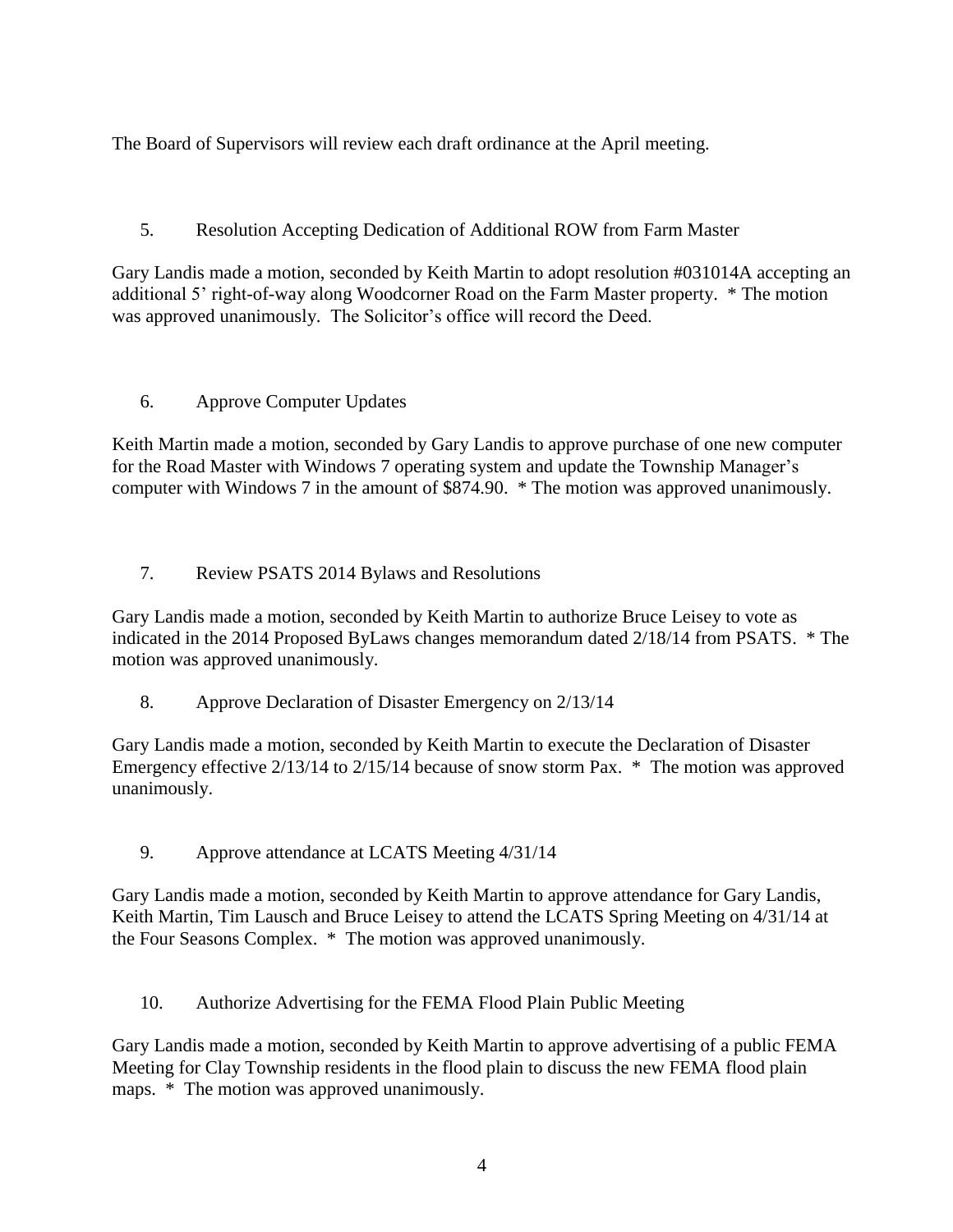The Board of Supervisors will review each draft ordinance at the April meeting.

5. Resolution Accepting Dedication of Additional ROW from Farm Master

Gary Landis made a motion, seconded by Keith Martin to adopt resolution #031014A accepting an additional 5' right-of-way along Woodcorner Road on the Farm Master property. * The motion was approved unanimously. The Solicitor's office will record the Deed.

6. Approve Computer Updates

Keith Martin made a motion, seconded by Gary Landis to approve purchase of one new computer for the Road Master with Windows 7 operating system and update the Township Manager's computer with Windows 7 in the amount of $874.90. * The motion was approved unanimously.

7. Review PSATS 2014 Bylaws and Resolutions

Gary Landis made a motion, seconded by Keith Martin to authorize Bruce Leisey to vote as indicated in the 2014 Proposed ByLaws changes memorandum dated 2/18/14 from PSATS. * The motion was approved unanimously.

8. Approve Declaration of Disaster Emergency on 2/13/14

Gary Landis made a motion, seconded by Keith Martin to execute the Declaration of Disaster Emergency effective 2/13/14 to 2/15/14 because of snow storm Pax. * The motion was approved unanimously.

9. Approve attendance at LCATS Meeting 4/31/14

Gary Landis made a motion, seconded by Keith Martin to approve attendance for Gary Landis, Keith Martin, Tim Lausch and Bruce Leisey to attend the LCATS Spring Meeting on 4/31/14 at the Four Seasons Complex. * The motion was approved unanimously.

10. Authorize Advertising for the FEMA Flood Plain Public Meeting

Gary Landis made a motion, seconded by Keith Martin to approve advertising of a public FEMA Meeting for Clay Township residents in the flood plain to discuss the new FEMA flood plain maps. * The motion was approved unanimously.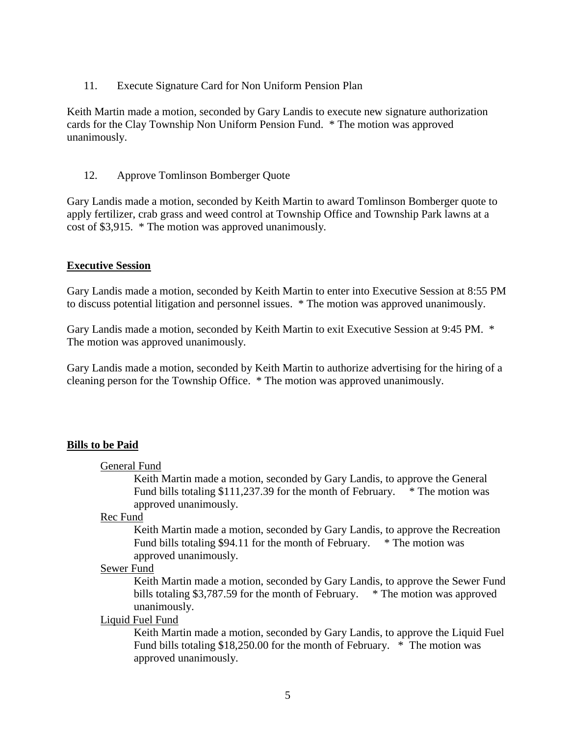11. Execute Signature Card for Non Uniform Pension Plan

Keith Martin made a motion, seconded by Gary Landis to execute new signature authorization cards for the Clay Township Non Uniform Pension Fund. * The motion was approved unanimously.

12. Approve Tomlinson Bomberger Quote

Gary Landis made a motion, seconded by Keith Martin to award Tomlinson Bomberger quote to apply fertilizer, crab grass and weed control at Township Office and Township Park lawns at a cost of $3,915. * The motion was approved unanimously.

**Executive Session**

Gary Landis made a motion, seconded by Keith Martin to enter into Executive Session at 8:55 PM to discuss potential litigation and personnel issues. * The motion was approved unanimously.

Gary Landis made a motion, seconded by Keith Martin to exit Executive Session at 9:45 PM. * The motion was approved unanimously.

Gary Landis made a motion, seconded by Keith Martin to authorize advertising for the hiring of a cleaning person for the Township Office. * The motion was approved unanimously.

**Bills to be Paid**

General Fund

Keith Martin made a motion, seconded by Gary Landis, to approve the General Fund bills totaling $111,237.39 for the month of February. * The motion was approved unanimously.

Rec Fund

Keith Martin made a motion, seconded by Gary Landis, to approve the Recreation Fund bills totaling $94.11 for the month of February. * The motion was approved unanimously.

Sewer Fund

Keith Martin made a motion, seconded by Gary Landis, to approve the Sewer Fund bills totaling $3,787.59 for the month of February. * The motion was approved unanimously.

Liquid Fuel Fund

Keith Martin made a motion, seconded by Gary Landis, to approve the Liquid Fuel Fund bills totaling $18,250.00 for the month of February. * The motion was approved unanimously.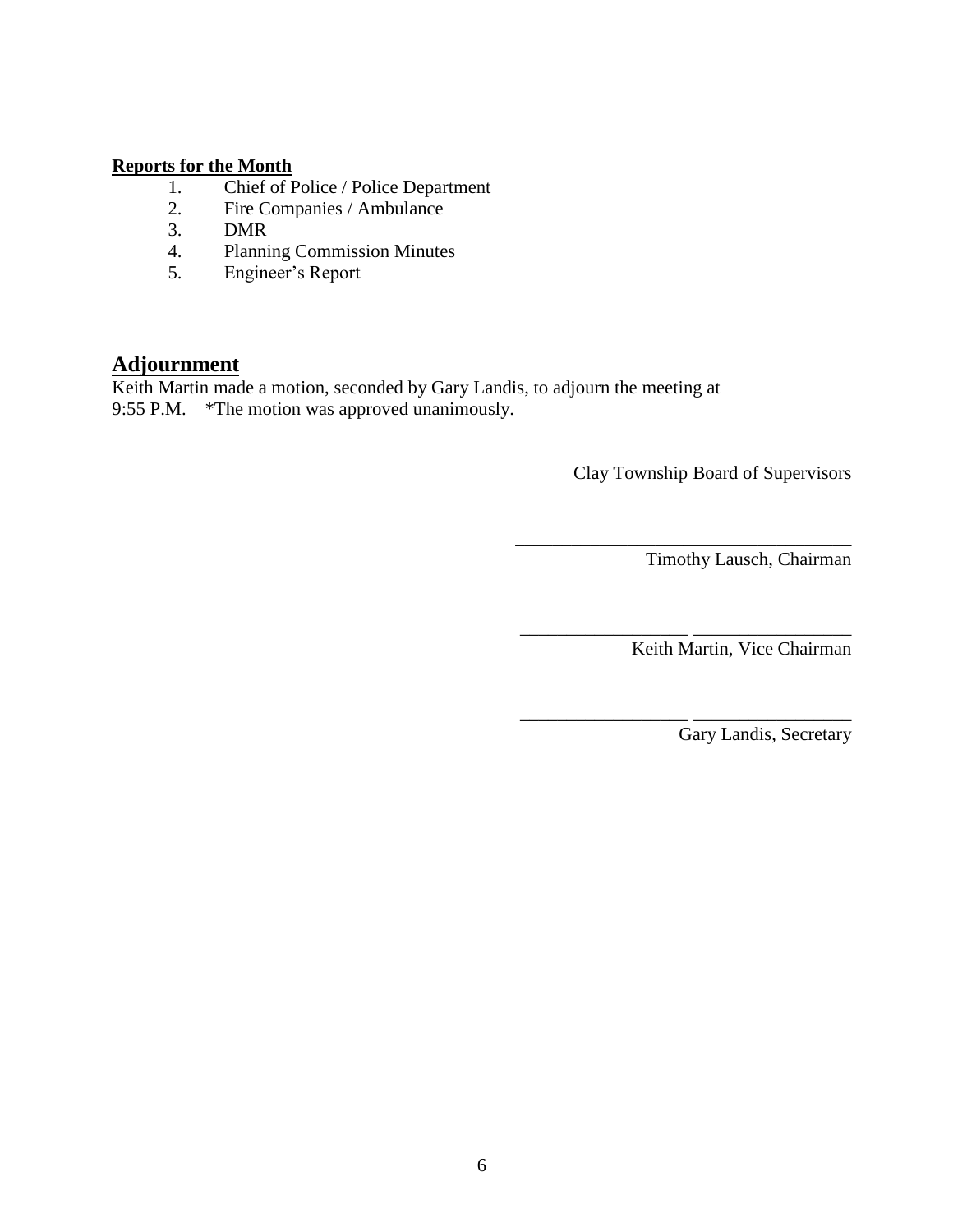**Reports for the Month**

1. Chief of Police / Police Department
2. Fire Companies / Ambulance
3. DMR
4. Planning Commission Minutes
5. Engineer's Report

## Adjournment

Keith Martin made a motion, seconded by Gary Landis, to adjourn the meeting at 9:55 P.M. *The motion was approved unanimously.

Clay Township Board of Supervisors

_____________________________________
Timothy Lausch, Chairman

__________________ ________________
Keith Martin, Vice Chairman

__________________ ________________
Gary Landis, Secretary